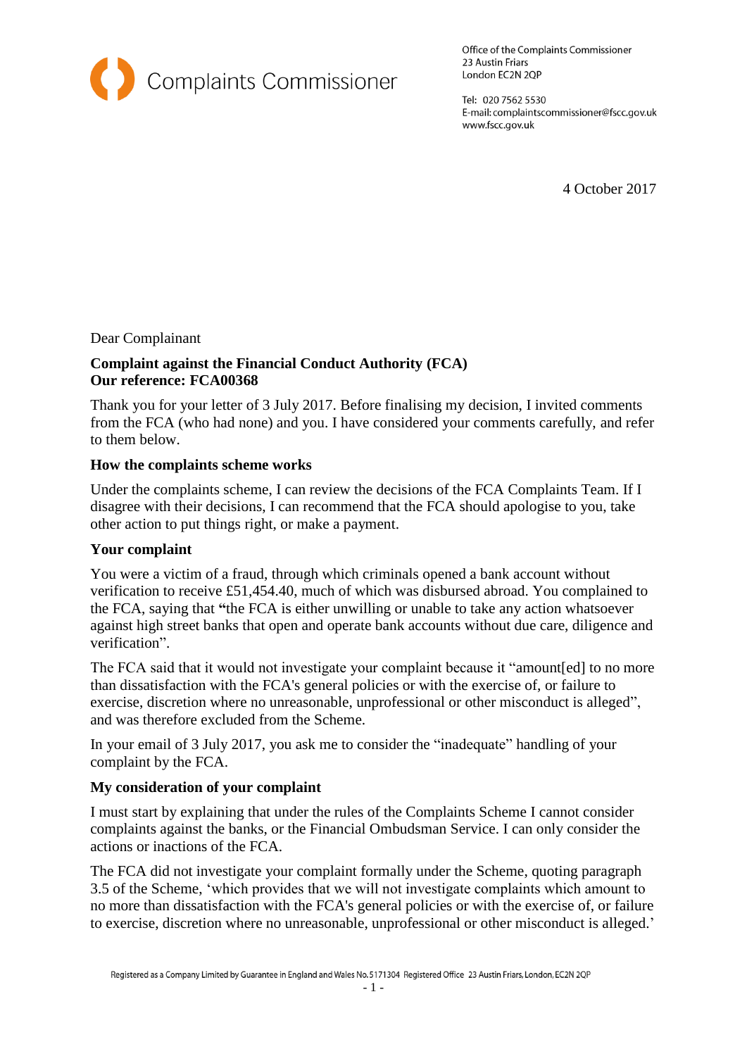Complaints Commissioner

Office of the Complaints Commissioner
23 Austin Friars
London EC2N 2QP

Tel: 020 7562 5530
E-mail: complaintscommissioner@fscc.gov.uk
www.fscc.gov.uk

4 October 2017

Dear Complainant

**Complaint against the Financial Conduct Authority (FCA)**
**Our reference: FCA00368**

Thank you for your letter of 3 July 2017. Before finalising my decision, I invited comments from the FCA (who had none) and you. I have considered your comments carefully, and refer to them below.

**How the complaints scheme works**

Under the complaints scheme, I can review the decisions of the FCA Complaints Team. If I disagree with their decisions, I can recommend that the FCA should apologise to you, take other action to put things right, or make a payment.

**Your complaint**

You were a victim of a fraud, through which criminals opened a bank account without verification to receive £51,454.40, much of which was disbursed abroad. You complained to the FCA, saying that "the FCA is either unwilling or unable to take any action whatsoever against high street banks that open and operate bank accounts without due care, diligence and verification".

The FCA said that it would not investigate your complaint because it "amount[ed] to no more than dissatisfaction with the FCA's general policies or with the exercise of, or failure to exercise, discretion where no unreasonable, unprofessional or other misconduct is alleged", and was therefore excluded from the Scheme.

In your email of 3 July 2017, you ask me to consider the "inadequate" handling of your complaint by the FCA.

**My consideration of your complaint**

I must start by explaining that under the rules of the Complaints Scheme I cannot consider complaints against the banks, or the Financial Ombudsman Service. I can only consider the actions or inactions of the FCA.

The FCA did not investigate your complaint formally under the Scheme, quoting paragraph 3.5 of the Scheme, 'which provides that we will not investigate complaints which amount to no more than dissatisfaction with the FCA's general policies or with the exercise of, or failure to exercise, discretion where no unreasonable, unprofessional or other misconduct is alleged.'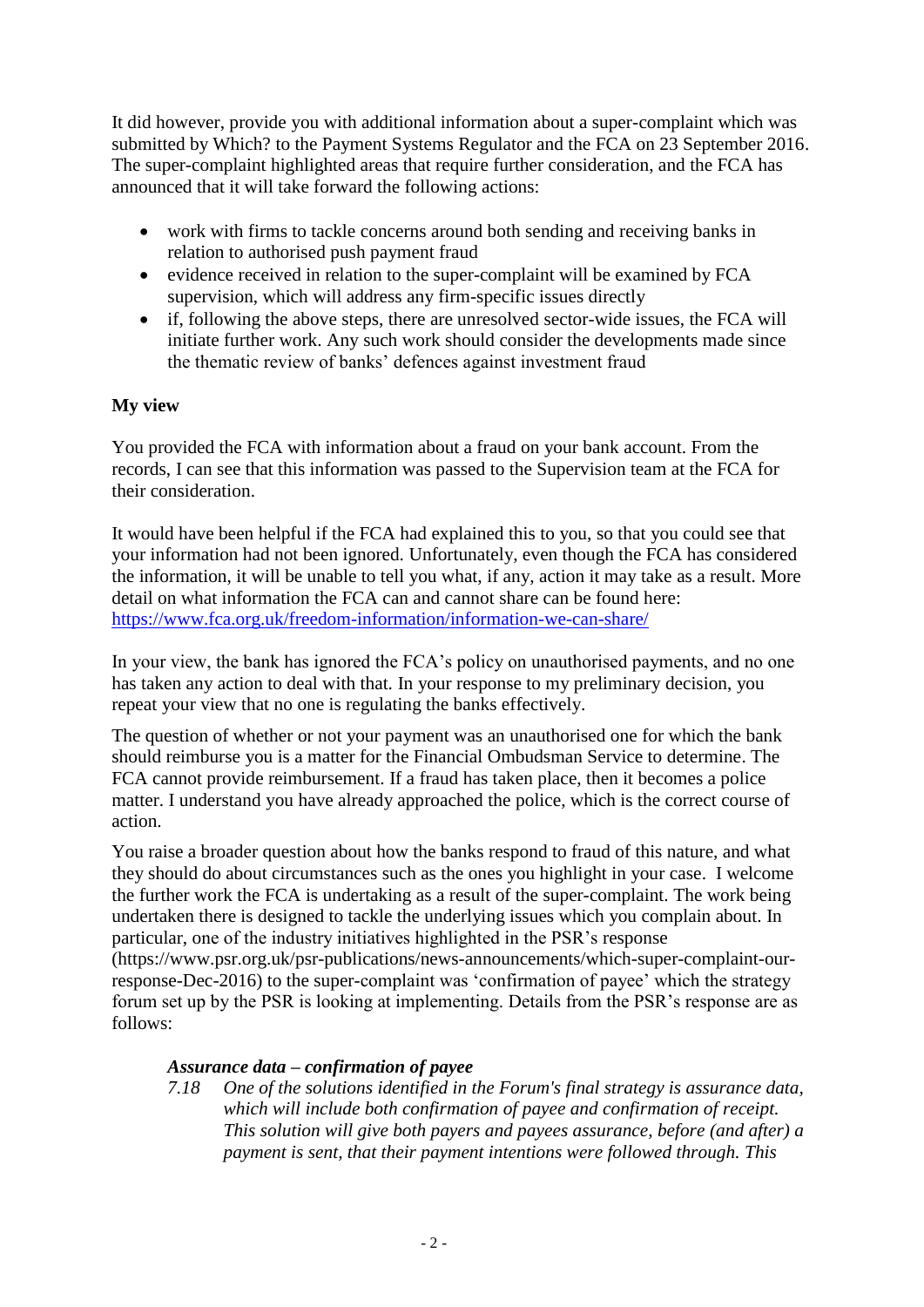It did however, provide you with additional information about a super-complaint which was submitted by Which? to the Payment Systems Regulator and the FCA on 23 September 2016. The super-complaint highlighted areas that require further consideration, and the FCA has announced that it will take forward the following actions:

- work with firms to tackle concerns around both sending and receiving banks in relation to authorised push payment fraud
- evidence received in relation to the super-complaint will be examined by FCA supervision, which will address any firm-specific issues directly
- if, following the above steps, there are unresolved sector-wide issues, the FCA will initiate further work. Any such work should consider the developments made since the thematic review of banks' defences against investment fraud

**My view**

You provided the FCA with information about a fraud on your bank account. From the records, I can see that this information was passed to the Supervision team at the FCA for their consideration.

It would have been helpful if the FCA had explained this to you, so that you could see that your information had not been ignored. Unfortunately, even though the FCA has considered the information, it will be unable to tell you what, if any, action it may take as a result. More detail on what information the FCA can and cannot share can be found here: [https://www.fca.org.uk/freedom-information/information-we-can-share/](https://www.fca.org.uk/freedom-information/information-we-can-share/)

In your view, the bank has ignored the FCA's policy on unauthorised payments, and no one has taken any action to deal with that. In your response to my preliminary decision, you repeat your view that no one is regulating the banks effectively.

The question of whether or not your payment was an unauthorised one for which the bank should reimburse you is a matter for the Financial Ombudsman Service to determine. The FCA cannot provide reimbursement. If a fraud has taken place, then it becomes a police matter. I understand you have already approached the police, which is the correct course of action.

You raise a broader question about how the banks respond to fraud of this nature, and what they should do about circumstances such as the ones you highlight in your case. I welcome the further work the FCA is undertaking as a result of the super-complaint. The work being undertaken there is designed to tackle the underlying issues which you complain about. In particular, one of the industry initiatives highlighted in the PSR's response (https://www.psr.org.uk/psr-publications/news-announcements/which-super-complaint-our-response-Dec-2016) to the super-complaint was 'confirmation of payee' which the strategy forum set up by the PSR is looking at implementing. Details from the PSR's response are as follows:

> ***Assurance data – confirmation of payee***
>
> *7.18 One of the solutions identified in the Forum's final strategy is assurance data, which will include both confirmation of payee and confirmation of receipt. This solution will give both payers and payees assurance, before (and after) a payment is sent, that their payment intentions were followed through. This*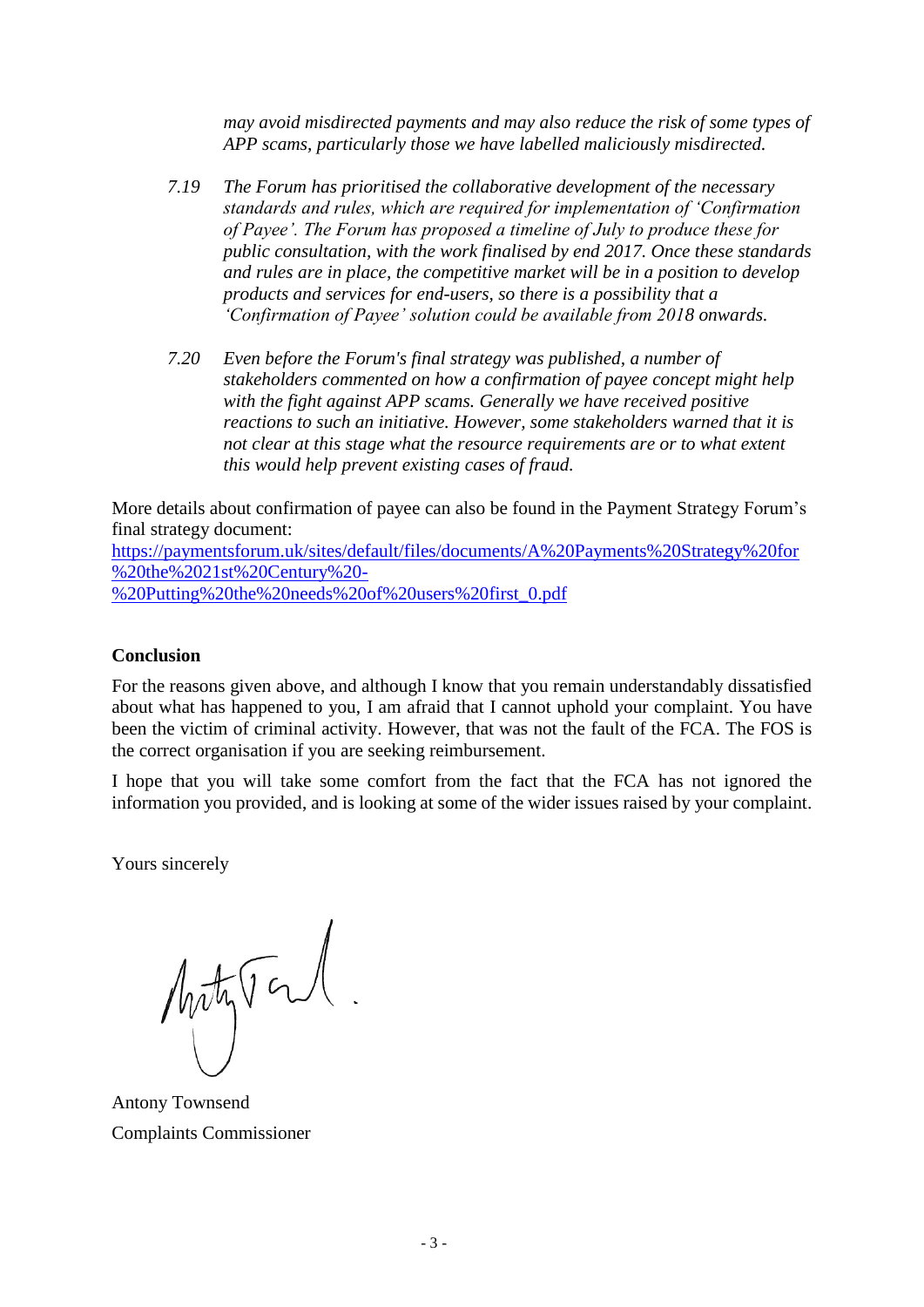*may avoid misdirected payments and may also reduce the risk of some types of APP scams, particularly those we have labelled maliciously misdirected.*

*7.19 The Forum has prioritised the collaborative development of the necessary standards and rules, which are required for implementation of 'Confirmation of Payee'. The Forum has proposed a timeline of July to produce these for public consultation, with the work finalised by end 2017. Once these standards and rules are in place, the competitive market will be in a position to develop products and services for end-users, so there is a possibility that a 'Confirmation of Payee' solution could be available from 2018 onwards.*

*7.20 Even before the Forum's final strategy was published, a number of stakeholders commented on how a confirmation of payee concept might help with the fight against APP scams. Generally we have received positive reactions to such an initiative. However, some stakeholders warned that it is not clear at this stage what the resource requirements are or to what extent this would help prevent existing cases of fraud.*

More details about confirmation of payee can also be found in the Payment Strategy Forum's final strategy document:
https://paymentsforum.uk/sites/default/files/documents/A%20Payments%20Strategy%20for%20the%2021st%20Century%20-%20Putting%20the%20needs%20of%20users%20first_0.pdf

**Conclusion**

For the reasons given above, and although I know that you remain understandably dissatisfied about what has happened to you, I am afraid that I cannot uphold your complaint. You have been the victim of criminal activity. However, that was not the fault of the FCA. The FOS is the correct organisation if you are seeking reimbursement.

I hope that you will take some comfort from the fact that the FCA has not ignored the information you provided, and is looking at some of the wider issues raised by your complaint.

Yours sincerely

Antony Townsend
Complaints Commissioner